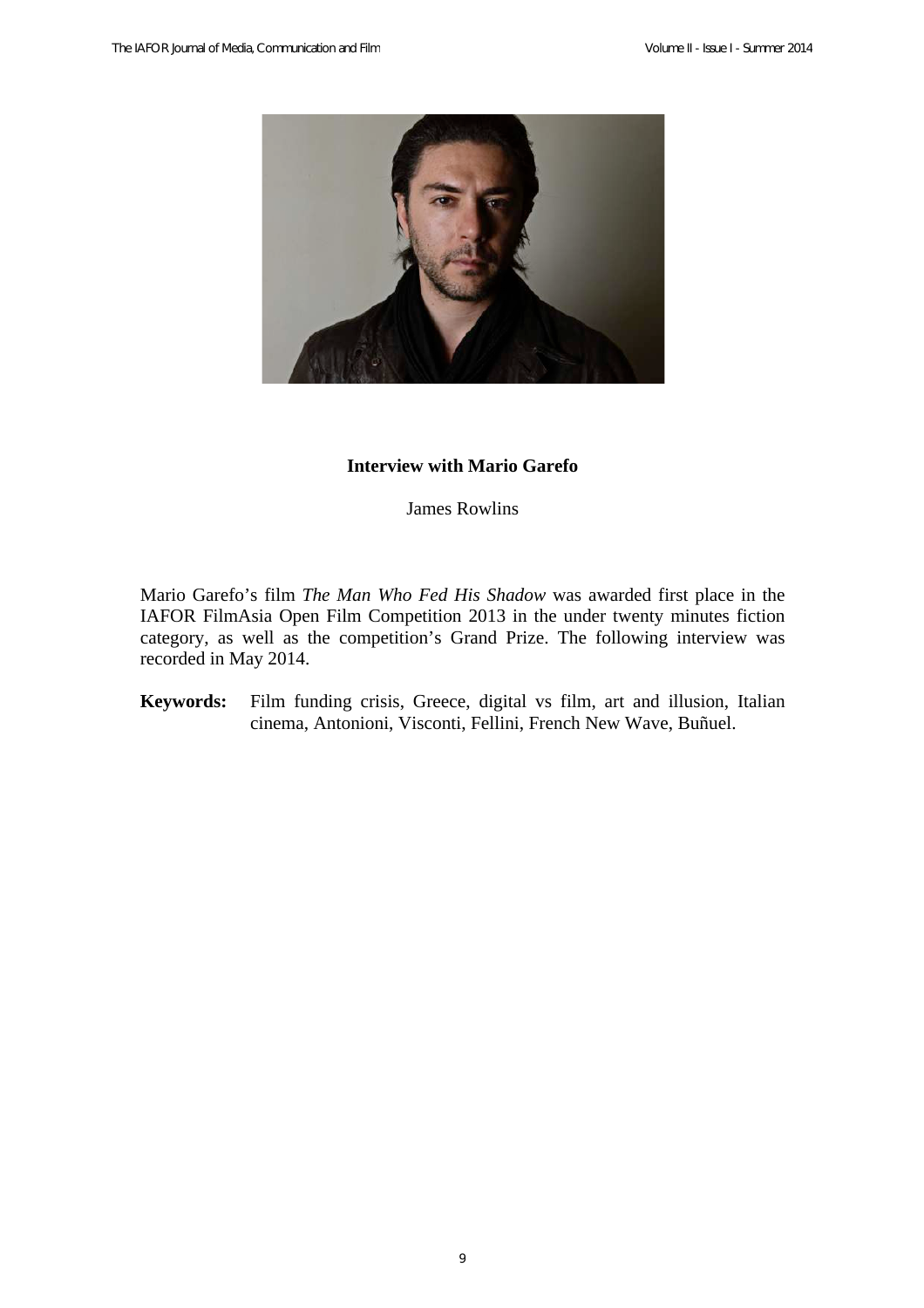# Interview with Mario Garefo

James Rowlins

Mario Garefo's film *The Man Who Fed His Shadow* was awarded first place in the IAFOR FilmAsia Open Film Competition 2013 in the under twenty minutes fiction category, as well as the competition's Grand Prize. The following interview was recorded in May 2014.

**Keywords:** Film funding crisis, Greece, digital vs film, art and illusion, Italian cinema, Antonioni, Visconti, Fellini, French New Wave, Buñuel.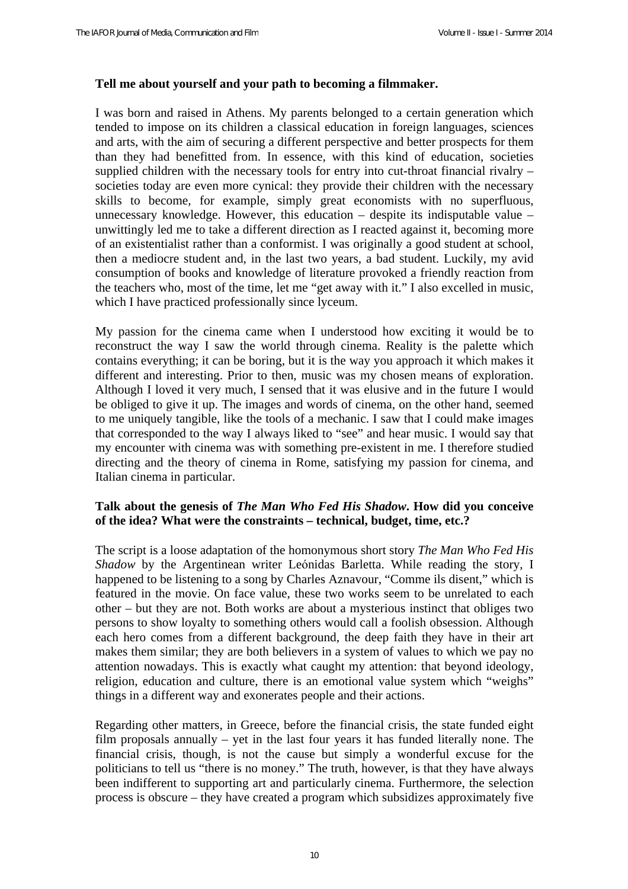**Tell me about yourself and your path to becoming a filmmaker.**

I was born and raised in Athens. My parents belonged to a certain generation which tended to impose on its children a classical education in foreign languages, sciences and arts, with the aim of securing a different perspective and better prospects for them than they had benefitted from. In essence, with this kind of education, societies supplied children with the necessary tools for entry into cut-throat financial rivalry – societies today are even more cynical: they provide their children with the necessary skills to become, for example, simply great economists with no superfluous, unnecessary knowledge. However, this education – despite its indisputable value – unwittingly led me to take a different direction as I reacted against it, becoming more of an existentialist rather than a conformist. I was originally a good student at school, then a mediocre student and, in the last two years, a bad student. Luckily, my avid consumption of books and knowledge of literature provoked a friendly reaction from the teachers who, most of the time, let me "get away with it." I also excelled in music, which I have practiced professionally since lyceum.

My passion for the cinema came when I understood how exciting it would be to reconstruct the way I saw the world through cinema. Reality is the palette which contains everything; it can be boring, but it is the way you approach it which makes it different and interesting. Prior to then, music was my chosen means of exploration. Although I loved it very much, I sensed that it was elusive and in the future I would be obliged to give it up. The images and words of cinema, on the other hand, seemed to me uniquely tangible, like the tools of a mechanic. I saw that I could make images that corresponded to the way I always liked to "see" and hear music. I would say that my encounter with cinema was with something pre-existent in me. I therefore studied directing and the theory of cinema in Rome, satisfying my passion for cinema, and Italian cinema in particular.

**Talk about the genesis of *The Man Who Fed His Shadow*. How did you conceive of the idea? What were the constraints – technical, budget, time, etc.?**

The script is a loose adaptation of the homonymous short story *The Man Who Fed His Shadow* by the Argentinean writer Leónidas Barletta. While reading the story, I happened to be listening to a song by Charles Aznavour, "Comme ils disent," which is featured in the movie. On face value, these two works seem to be unrelated to each other – but they are not. Both works are about a mysterious instinct that obliges two persons to show loyalty to something others would call a foolish obsession. Although each hero comes from a different background, the deep faith they have in their art makes them similar; they are both believers in a system of values to which we pay no attention nowadays. This is exactly what caught my attention: that beyond ideology, religion, education and culture, there is an emotional value system which "weighs" things in a different way and exonerates people and their actions.

Regarding other matters, in Greece, before the financial crisis, the state funded eight film proposals annually – yet in the last four years it has funded literally none. The financial crisis, though, is not the cause but simply a wonderful excuse for the politicians to tell us "there is no money." The truth, however, is that they have always been indifferent to supporting art and particularly cinema. Furthermore, the selection process is obscure – they have created a program which subsidizes approximately five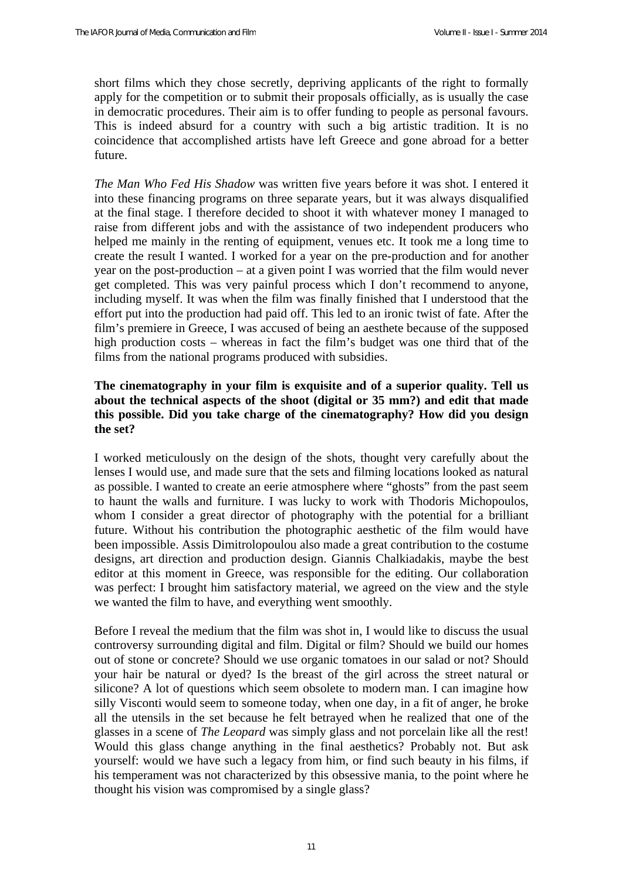short films which they chose secretly, depriving applicants of the right to formally apply for the competition or to submit their proposals officially, as is usually the case in democratic procedures. Their aim is to offer funding to people as personal favours. This is indeed absurd for a country with such a big artistic tradition. It is no coincidence that accomplished artists have left Greece and gone abroad for a better future.

*The Man Who Fed His Shadow* was written five years before it was shot. I entered it into these financing programs on three separate years, but it was always disqualified at the final stage. I therefore decided to shoot it with whatever money I managed to raise from different jobs and with the assistance of two independent producers who helped me mainly in the renting of equipment, venues etc. It took me a long time to create the result I wanted. I worked for a year on the pre-production and for another year on the post-production – at a given point I was worried that the film would never get completed. This was very painful process which I don't recommend to anyone, including myself. It was when the film was finally finished that I understood that the effort put into the production had paid off. This led to an ironic twist of fate. After the film's premiere in Greece, I was accused of being an aesthete because of the supposed high production costs – whereas in fact the film's budget was one third that of the films from the national programs produced with subsidies.

**The cinematography in your film is exquisite and of a superior quality. Tell us about the technical aspects of the shoot (digital or 35 mm?) and edit that made this possible. Did you take charge of the cinematography? How did you design the set?**

I worked meticulously on the design of the shots, thought very carefully about the lenses I would use, and made sure that the sets and filming locations looked as natural as possible. I wanted to create an eerie atmosphere where "ghosts" from the past seem to haunt the walls and furniture. I was lucky to work with Thodoris Michopoulos, whom I consider a great director of photography with the potential for a brilliant future. Without his contribution the photographic aesthetic of the film would have been impossible. Assis Dimitrolopoulou also made a great contribution to the costume designs, art direction and production design. Giannis Chalkiadakis, maybe the best editor at this moment in Greece, was responsible for the editing. Our collaboration was perfect: I brought him satisfactory material, we agreed on the view and the style we wanted the film to have, and everything went smoothly.

Before I reveal the medium that the film was shot in, I would like to discuss the usual controversy surrounding digital and film. Digital or film? Should we build our homes out of stone or concrete? Should we use organic tomatoes in our salad or not? Should your hair be natural or dyed? Is the breast of the girl across the street natural or silicone? A lot of questions which seem obsolete to modern man. I can imagine how silly Visconti would seem to someone today, when one day, in a fit of anger, he broke all the utensils in the set because he felt betrayed when he realized that one of the glasses in a scene of *The Leopard* was simply glass and not porcelain like all the rest! Would this glass change anything in the final aesthetics? Probably not. But ask yourself: would we have such a legacy from him, or find such beauty in his films, if his temperament was not characterized by this obsessive mania, to the point where he thought his vision was compromised by a single glass?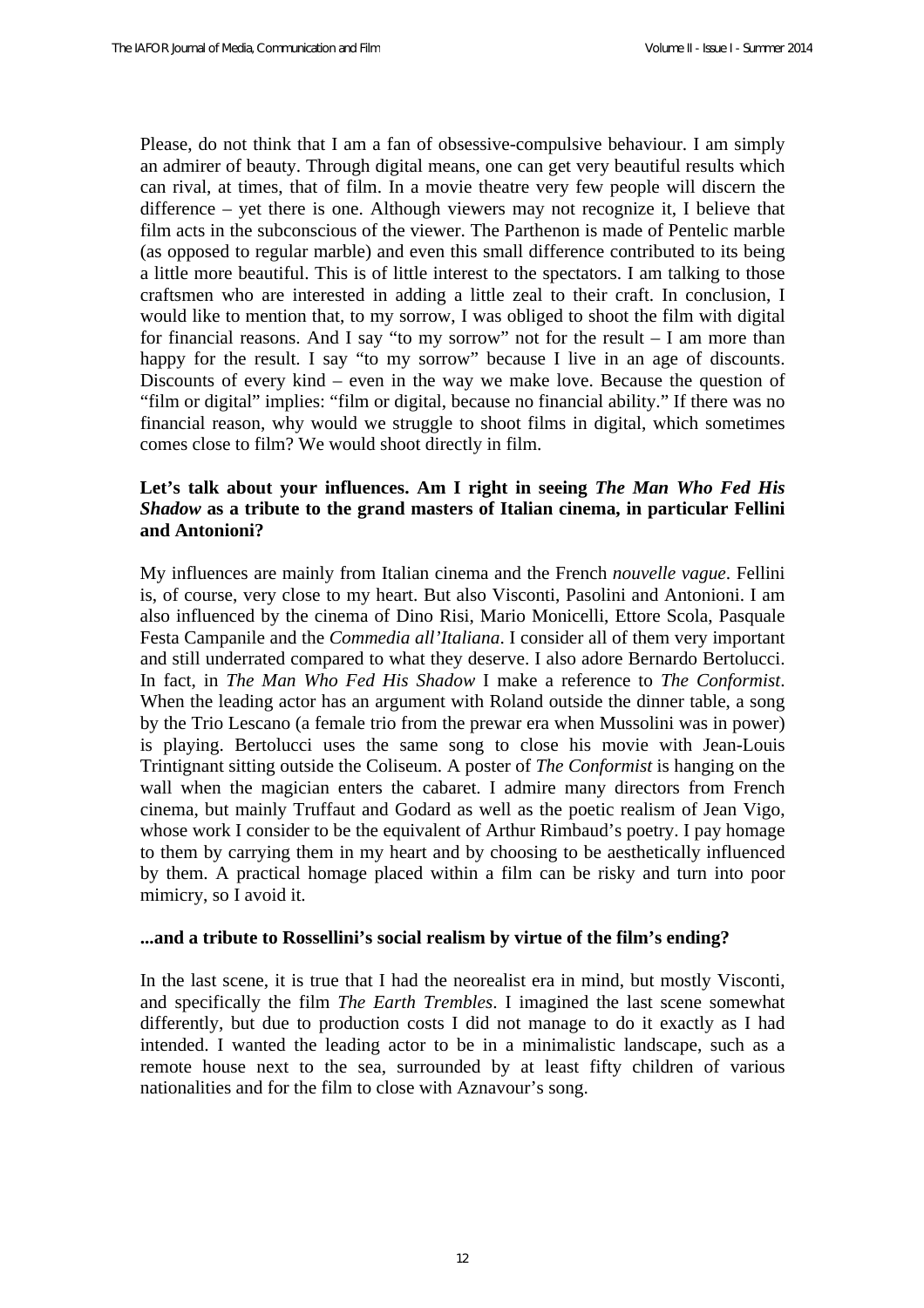Please, do not think that I am a fan of obsessive-compulsive behaviour. I am simply an admirer of beauty. Through digital means, one can get very beautiful results which can rival, at times, that of film. In a movie theatre very few people will discern the difference – yet there is one. Although viewers may not recognize it, I believe that film acts in the subconscious of the viewer. The Parthenon is made of Pentelic marble (as opposed to regular marble) and even this small difference contributed to its being a little more beautiful. This is of little interest to the spectators. I am talking to those craftsmen who are interested in adding a little zeal to their craft. In conclusion, I would like to mention that, to my sorrow, I was obliged to shoot the film with digital for financial reasons. And I say "to my sorrow" not for the result – I am more than happy for the result. I say "to my sorrow" because I live in an age of discounts. Discounts of every kind – even in the way we make love. Because the question of "film or digital" implies: "film or digital, because no financial ability." If there was no financial reason, why would we struggle to shoot films in digital, which sometimes comes close to film? We would shoot directly in film.

**Let's talk about your influences. Am I right in seeing *The Man Who Fed His Shadow* as a tribute to the grand masters of Italian cinema, in particular Fellini and Antonioni?**

My influences are mainly from Italian cinema and the French *nouvelle vague*. Fellini is, of course, very close to my heart. But also Visconti, Pasolini and Antonioni. I am also influenced by the cinema of Dino Risi, Mario Monicelli, Ettore Scola, Pasquale Festa Campanile and the *Commedia all'Italiana*. I consider all of them very important and still underrated compared to what they deserve. I also adore Bernardo Bertolucci. In fact, in *The Man Who Fed His Shadow* I make a reference to *The Conformist*. When the leading actor has an argument with Roland outside the dinner table, a song by the Trio Lescano (a female trio from the prewar era when Mussolini was in power) is playing. Bertolucci uses the same song to close his movie with Jean-Louis Trintignant sitting outside the Coliseum. A poster of *The Conformist* is hanging on the wall when the magician enters the cabaret. I admire many directors from French cinema, but mainly Truffaut and Godard as well as the poetic realism of Jean Vigo, whose work I consider to be the equivalent of Arthur Rimbaud's poetry. I pay homage to them by carrying them in my heart and by choosing to be aesthetically influenced by them. A practical homage placed within a film can be risky and turn into poor mimicry, so I avoid it.

**...and a tribute to Rossellini's social realism by virtue of the film's ending?**

In the last scene, it is true that I had the neorealist era in mind, but mostly Visconti, and specifically the film *The Earth Trembles*. I imagined the last scene somewhat differently, but due to production costs I did not manage to do it exactly as I had intended. I wanted the leading actor to be in a minimalistic landscape, such as a remote house next to the sea, surrounded by at least fifty children of various nationalities and for the film to close with Aznavour's song.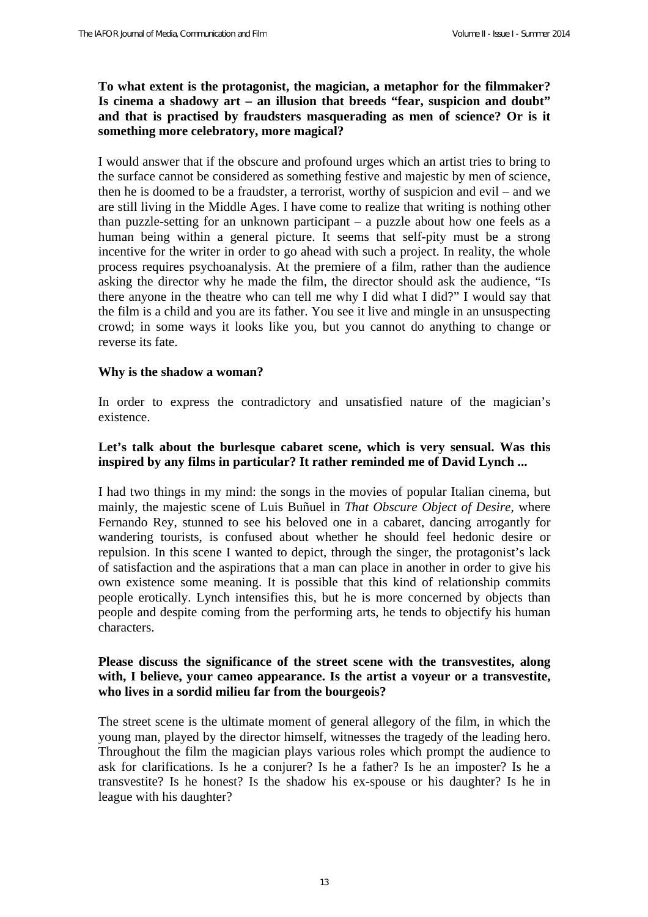**To what extent is the protagonist, the magician, a metaphor for the filmmaker? Is cinema a shadowy art – an illusion that breeds "fear, suspicion and doubt" and that is practised by fraudsters masquerading as men of science? Or is it something more celebratory, more magical?**

I would answer that if the obscure and profound urges which an artist tries to bring to the surface cannot be considered as something festive and majestic by men of science, then he is doomed to be a fraudster, a terrorist, worthy of suspicion and evil – and we are still living in the Middle Ages. I have come to realize that writing is nothing other than puzzle-setting for an unknown participant – a puzzle about how one feels as a human being within a general picture. It seems that self-pity must be a strong incentive for the writer in order to go ahead with such a project. In reality, the whole process requires psychoanalysis. At the premiere of a film, rather than the audience asking the director why he made the film, the director should ask the audience, "Is there anyone in the theatre who can tell me why I did what I did?" I would say that the film is a child and you are its father. You see it live and mingle in an unsuspecting crowd; in some ways it looks like you, but you cannot do anything to change or reverse its fate.

**Why is the shadow a woman?**

In order to express the contradictory and unsatisfied nature of the magician's existence.

**Let's talk about the burlesque cabaret scene, which is very sensual. Was this inspired by any films in particular? It rather reminded me of David Lynch ...**

I had two things in my mind: the songs in the movies of popular Italian cinema, but mainly, the majestic scene of Luis Buñuel in *That Obscure Object of Desire*, where Fernando Rey, stunned to see his beloved one in a cabaret, dancing arrogantly for wandering tourists, is confused about whether he should feel hedonic desire or repulsion. In this scene I wanted to depict, through the singer, the protagonist's lack of satisfaction and the aspirations that a man can place in another in order to give his own existence some meaning. It is possible that this kind of relationship commits people erotically. Lynch intensifies this, but he is more concerned by objects than people and despite coming from the performing arts, he tends to objectify his human characters.

**Please discuss the significance of the street scene with the transvestites, along with, I believe, your cameo appearance. Is the artist a voyeur or a transvestite, who lives in a sordid milieu far from the bourgeois?**

The street scene is the ultimate moment of general allegory of the film, in which the young man, played by the director himself, witnesses the tragedy of the leading hero. Throughout the film the magician plays various roles which prompt the audience to ask for clarifications. Is he a conjurer? Is he a father? Is he an imposter? Is he a transvestite? Is he honest? Is the shadow his ex-spouse or his daughter? Is he in league with his daughter?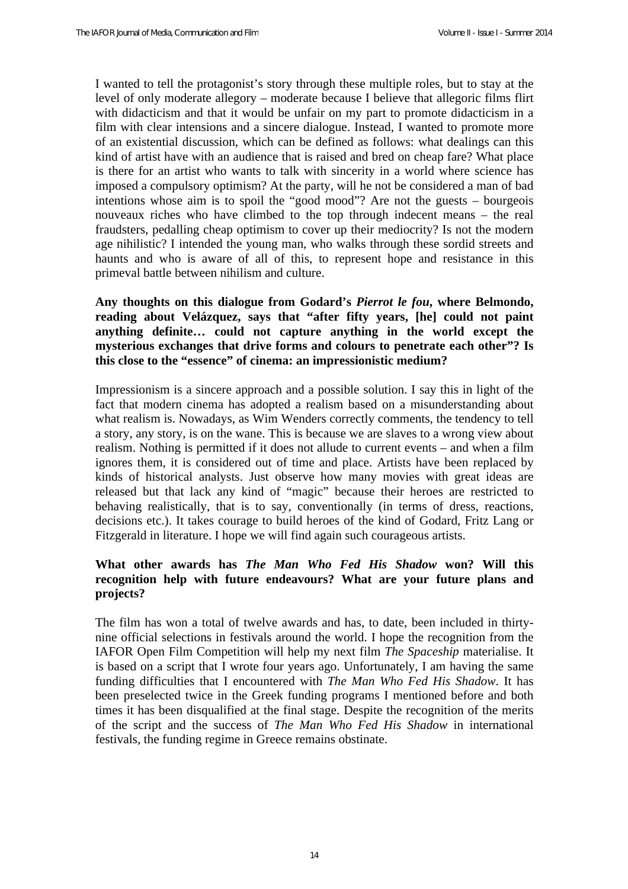I wanted to tell the protagonist's story through these multiple roles, but to stay at the level of only moderate allegory – moderate because I believe that allegoric films flirt with didacticism and that it would be unfair on my part to promote didacticism in a film with clear intensions and a sincere dialogue. Instead, I wanted to promote more of an existential discussion, which can be defined as follows: what dealings can this kind of artist have with an audience that is raised and bred on cheap fare? What place is there for an artist who wants to talk with sincerity in a world where science has imposed a compulsory optimism? At the party, will he not be considered a man of bad intentions whose aim is to spoil the "good mood"? Are not the guests – bourgeois nouveaux riches who have climbed to the top through indecent means – the real fraudsters, pedalling cheap optimism to cover up their mediocrity? Is not the modern age nihilistic? I intended the young man, who walks through these sordid streets and haunts and who is aware of all of this, to represent hope and resistance in this primeval battle between nihilism and culture.

**Any thoughts on this dialogue from Godard's *Pierrot le fou*, where Belmondo, reading about Velázquez, says that "after fifty years, [he] could not paint anything definite… could not capture anything in the world except the mysterious exchanges that drive forms and colours to penetrate each other"? Is this close to the "essence" of cinema: an impressionistic medium?**

Impressionism is a sincere approach and a possible solution. I say this in light of the fact that modern cinema has adopted a realism based on a misunderstanding about what realism is. Nowadays, as Wim Wenders correctly comments, the tendency to tell a story, any story, is on the wane. This is because we are slaves to a wrong view about realism. Nothing is permitted if it does not allude to current events – and when a film ignores them, it is considered out of time and place. Artists have been replaced by kinds of historical analysts. Just observe how many movies with great ideas are released but that lack any kind of "magic" because their heroes are restricted to behaving realistically, that is to say, conventionally (in terms of dress, reactions, decisions etc.). It takes courage to build heroes of the kind of Godard, Fritz Lang or Fitzgerald in literature. I hope we will find again such courageous artists.

**What other awards has *The Man Who Fed His Shadow* won? Will this recognition help with future endeavours? What are your future plans and projects?**

The film has won a total of twelve awards and has, to date, been included in thirty-nine official selections in festivals around the world. I hope the recognition from the IAFOR Open Film Competition will help my next film *The Spaceship* materialise. It is based on a script that I wrote four years ago. Unfortunately, I am having the same funding difficulties that I encountered with *The Man Who Fed His Shadow*. It has been preselected twice in the Greek funding programs I mentioned before and both times it has been disqualified at the final stage. Despite the recognition of the merits of the script and the success of *The Man Who Fed His Shadow* in international festivals, the funding regime in Greece remains obstinate.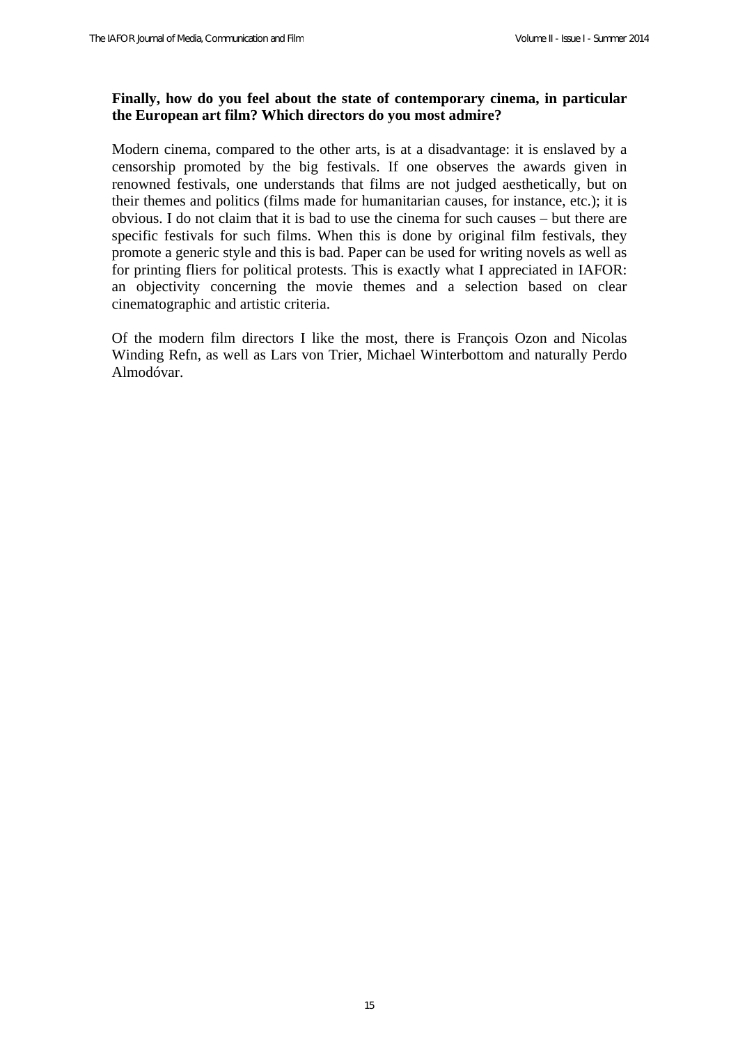**Finally, how do you feel about the state of contemporary cinema, in particular the European art film? Which directors do you most admire?**

Modern cinema, compared to the other arts, is at a disadvantage: it is enslaved by a censorship promoted by the big festivals. If one observes the awards given in renowned festivals, one understands that films are not judged aesthetically, but on their themes and politics (films made for humanitarian causes, for instance, etc.); it is obvious. I do not claim that it is bad to use the cinema for such causes – but there are specific festivals for such films. When this is done by original film festivals, they promote a generic style and this is bad. Paper can be used for writing novels as well as for printing fliers for political protests. This is exactly what I appreciated in IAFOR: an objectivity concerning the movie themes and a selection based on clear cinematographic and artistic criteria.

Of the modern film directors I like the most, there is François Ozon and Nicolas Winding Refn, as well as Lars von Trier, Michael Winterbottom and naturally Perdo Almodóvar.